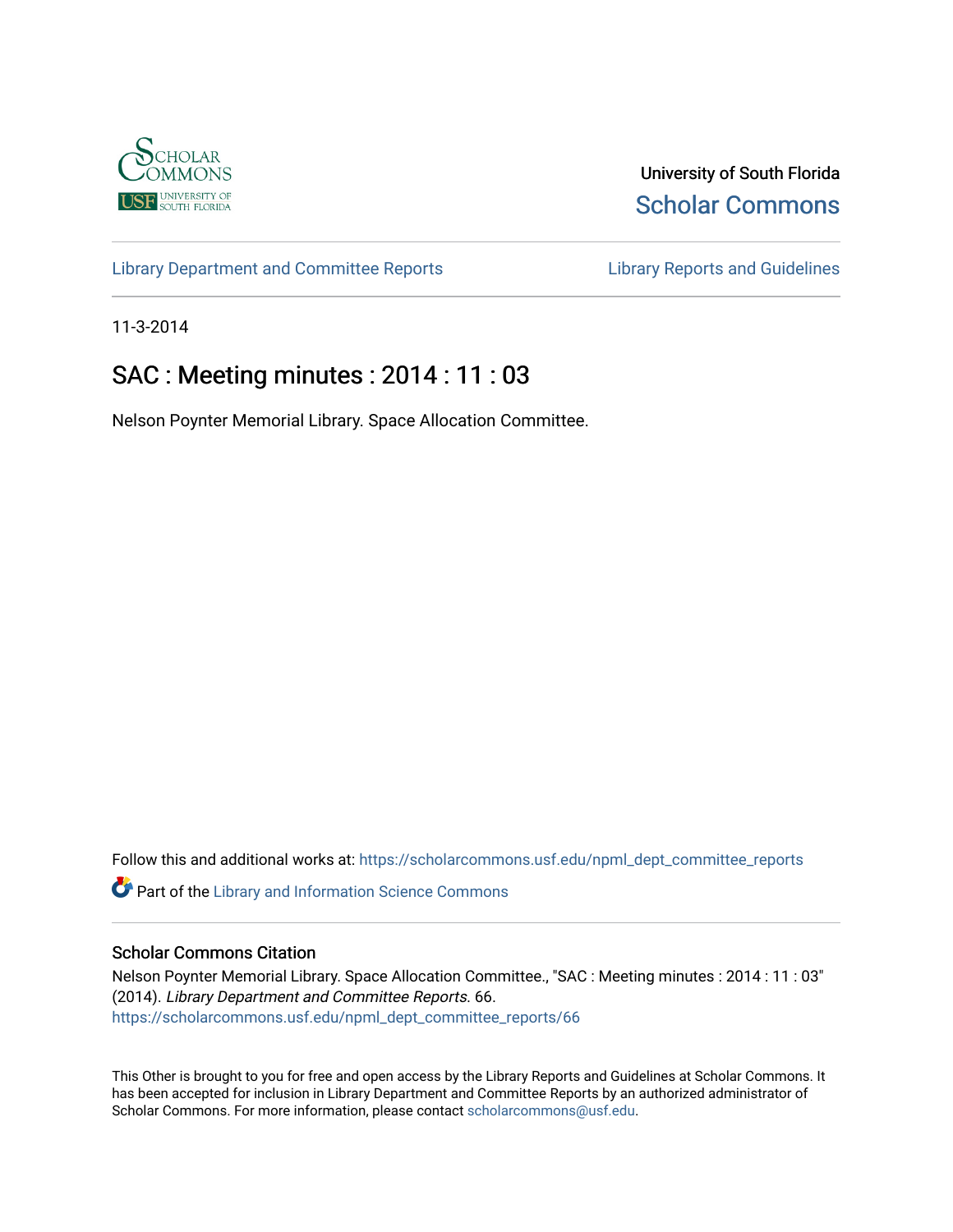University of South Florida

Scholar Commons

Library Department and Committee Reports

Library Reports and Guidelines

11-3-2014

# SAC : Meeting minutes : 2014 : 11 : 03

Nelson Poynter Memorial Library. Space Allocation Committee.

Follow this and additional works at: https://scholarcommons.usf.edu/npml_dept_committee_reports

Part of the Library and Information Science Commons

## Scholar Commons Citation

Nelson Poynter Memorial Library. Space Allocation Committee., "SAC : Meeting minutes : 2014 : 11 : 03" (2014). *Library Department and Committee Reports*. 66.
https://scholarcommons.usf.edu/npml_dept_committee_reports/66

This Other is brought to you for free and open access by the Library Reports and Guidelines at Scholar Commons. It has been accepted for inclusion in Library Department and Committee Reports by an authorized administrator of Scholar Commons. For more information, please contact scholarcommons@usf.edu.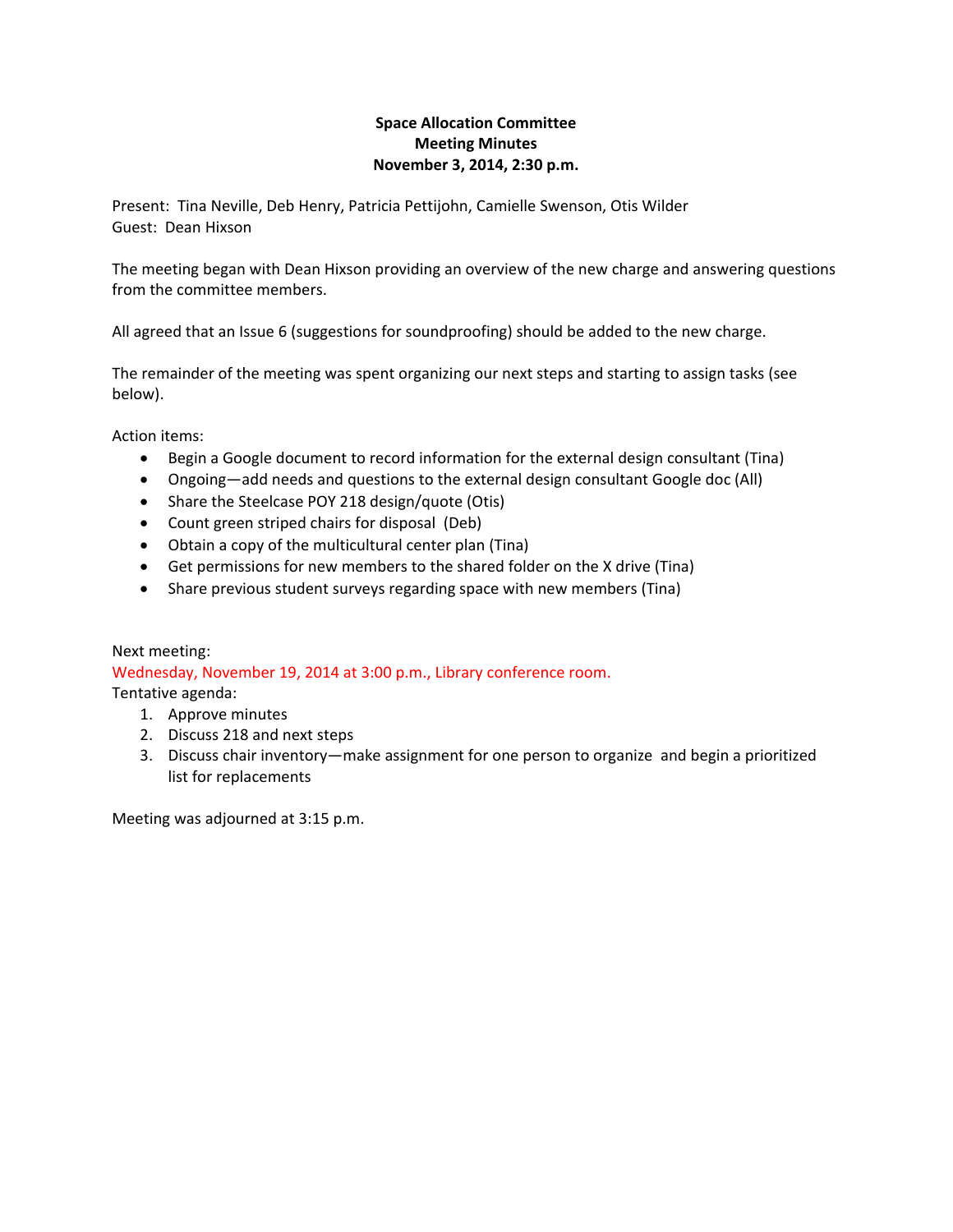**Space Allocation Committee**
**Meeting Minutes**
**November 3, 2014, 2:30 p.m.**

Present: Tina Neville, Deb Henry, Patricia Pettijohn, Camielle Swenson, Otis Wilder
Guest: Dean Hixson

The meeting began with Dean Hixson providing an overview of the new charge and answering questions from the committee members.

All agreed that an Issue 6 (suggestions for soundproofing) should be added to the new charge.

The remainder of the meeting was spent organizing our next steps and starting to assign tasks (see below).

Action items:

- Begin a Google document to record information for the external design consultant (Tina)
- Ongoing—add needs and questions to the external design consultant Google doc (All)
- Share the Steelcase POY 218 design/quote (Otis)
- Count green striped chairs for disposal (Deb)
- Obtain a copy of the multicultural center plan (Tina)
- Get permissions for new members to the shared folder on the X drive (Tina)
- Share previous student surveys regarding space with new members (Tina)

Next meeting:
Wednesday, November 19, 2014 at 3:00 p.m., Library conference room.
Tentative agenda:

1. Approve minutes
2. Discuss 218 and next steps
3. Discuss chair inventory—make assignment for one person to organize and begin a prioritized list for replacements

Meeting was adjourned at 3:15 p.m.